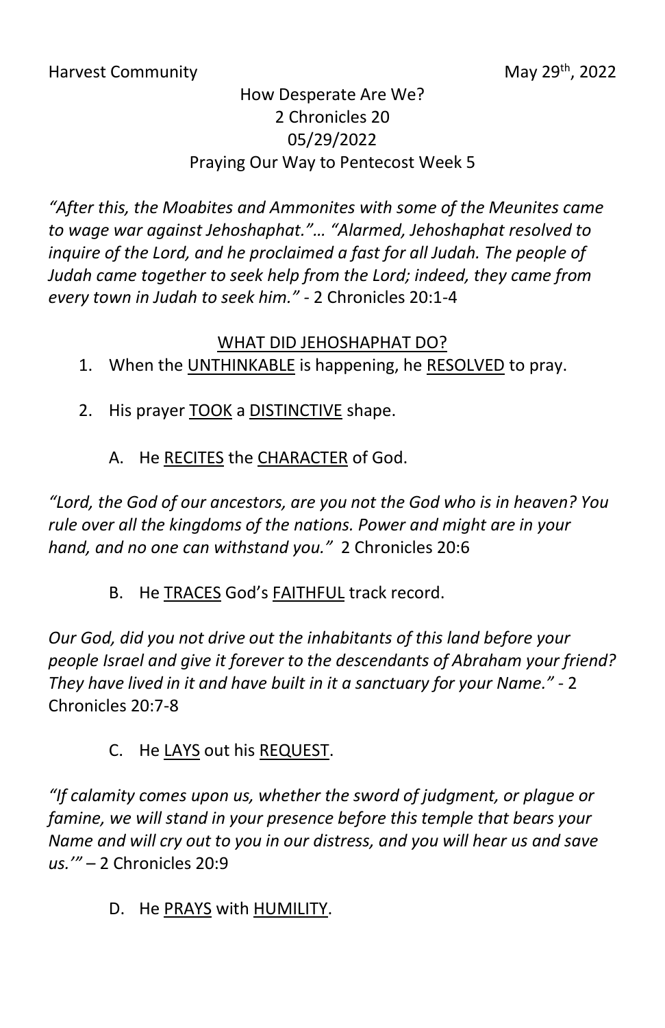Harvest Community May 29th, 2022

How Desperate Are We?
2 Chronicles 20
05/29/2022
Praying Our Way to Pentecost Week 5

*"After this, the Moabites and Ammonites with some of the Meunites came to wage war against Jehoshaphat."… "Alarmed, Jehoshaphat resolved to inquire of the Lord, and he proclaimed a fast for all Judah. The people of Judah came together to seek help from the Lord; indeed, they came from every town in Judah to seek him."* - 2 Chronicles 20:1-4

<u>WHAT DID JEHOSHAPHAT DO?</u>

1. When the <u>UNTHINKABLE</u> is happening, he <u>RESOLVED</u> to pray.

2. His prayer <u>TOOK</u> a <u>DISTINCTIVE</u> shape.

   A. He <u>RECITES</u> the <u>CHARACTER</u> of God.

*"Lord, the God of our ancestors, are you not the God who is in heaven? You rule over all the kingdoms of the nations. Power and might are in your hand, and no one can withstand you."* 2 Chronicles 20:6

   B. He <u>TRACES</u> God's <u>FAITHFUL</u> track record.

*Our God, did you not drive out the inhabitants of this land before your people Israel and give it forever to the descendants of Abraham your friend? They have lived in it and have built in it a sanctuary for your Name."* - 2 Chronicles 20:7-8

   C. He <u>LAYS</u> out his <u>REQUEST</u>.

*"If calamity comes upon us, whether the sword of judgment, or plague or famine, we will stand in your presence before this temple that bears your Name and will cry out to you in our distress, and you will hear us and save us.'"* – 2 Chronicles 20:9

   D. He <u>PRAYS</u> with <u>HUMILITY</u>.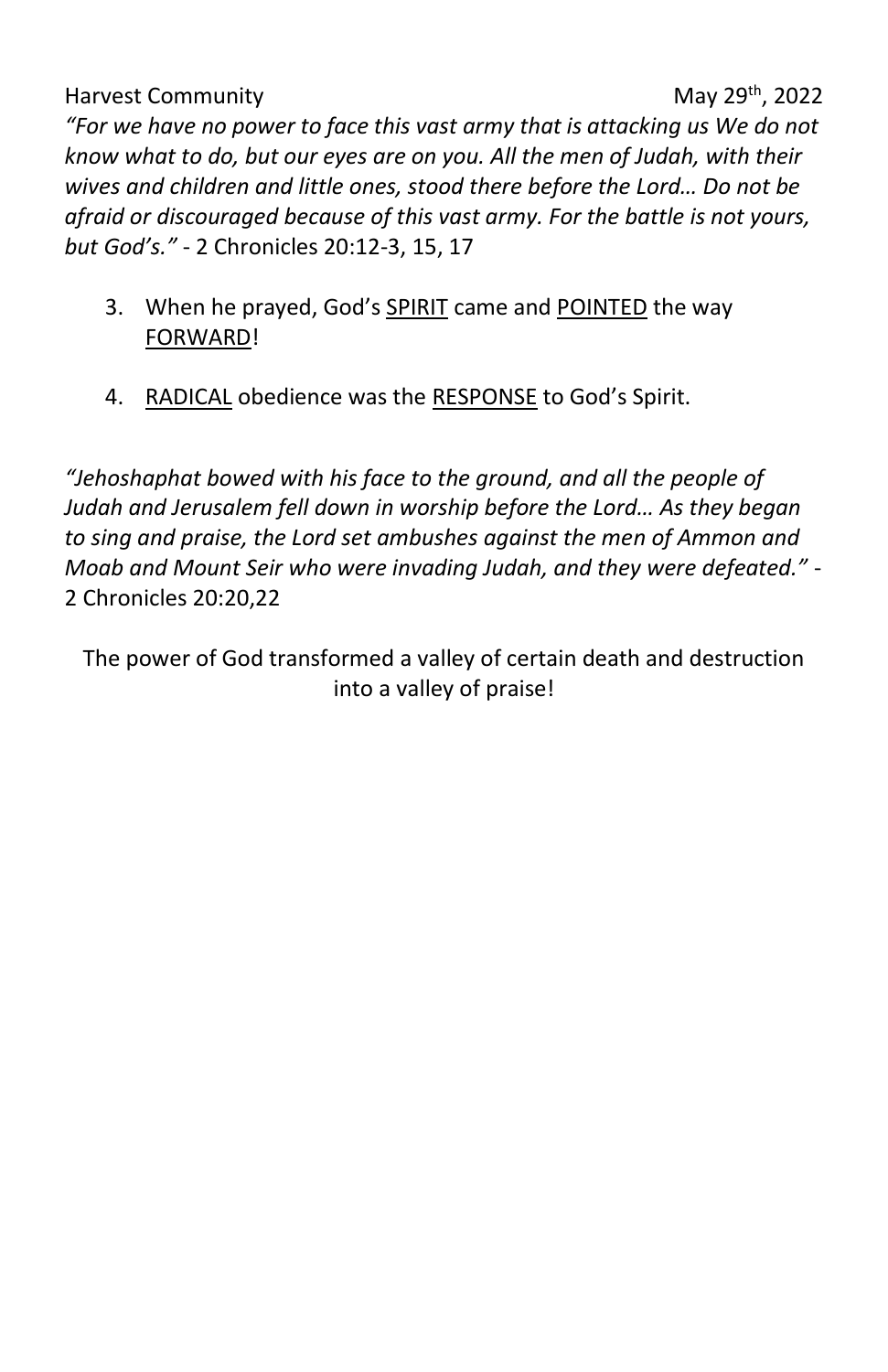Harvest Community May 29th, 2022

*"For we have no power to face this vast army that is attacking us We do not know what to do, but our eyes are on you. All the men of Judah, with their wives and children and little ones, stood there before the Lord… Do not be afraid or discouraged because of this vast army. For the battle is not yours, but God's."* - 2 Chronicles 20:12-3, 15, 17

3. When he prayed, God's SPIRIT came and POINTED the way FORWARD!

4. RADICAL obedience was the RESPONSE to God's Spirit.

*"Jehoshaphat bowed with his face to the ground, and all the people of Judah and Jerusalem fell down in worship before the Lord… As they began to sing and praise, the Lord set ambushes against the men of Ammon and Moab and Mount Seir who were invading Judah, and they were defeated."* - 2 Chronicles 20:20,22

The power of God transformed a valley of certain death and destruction into a valley of praise!